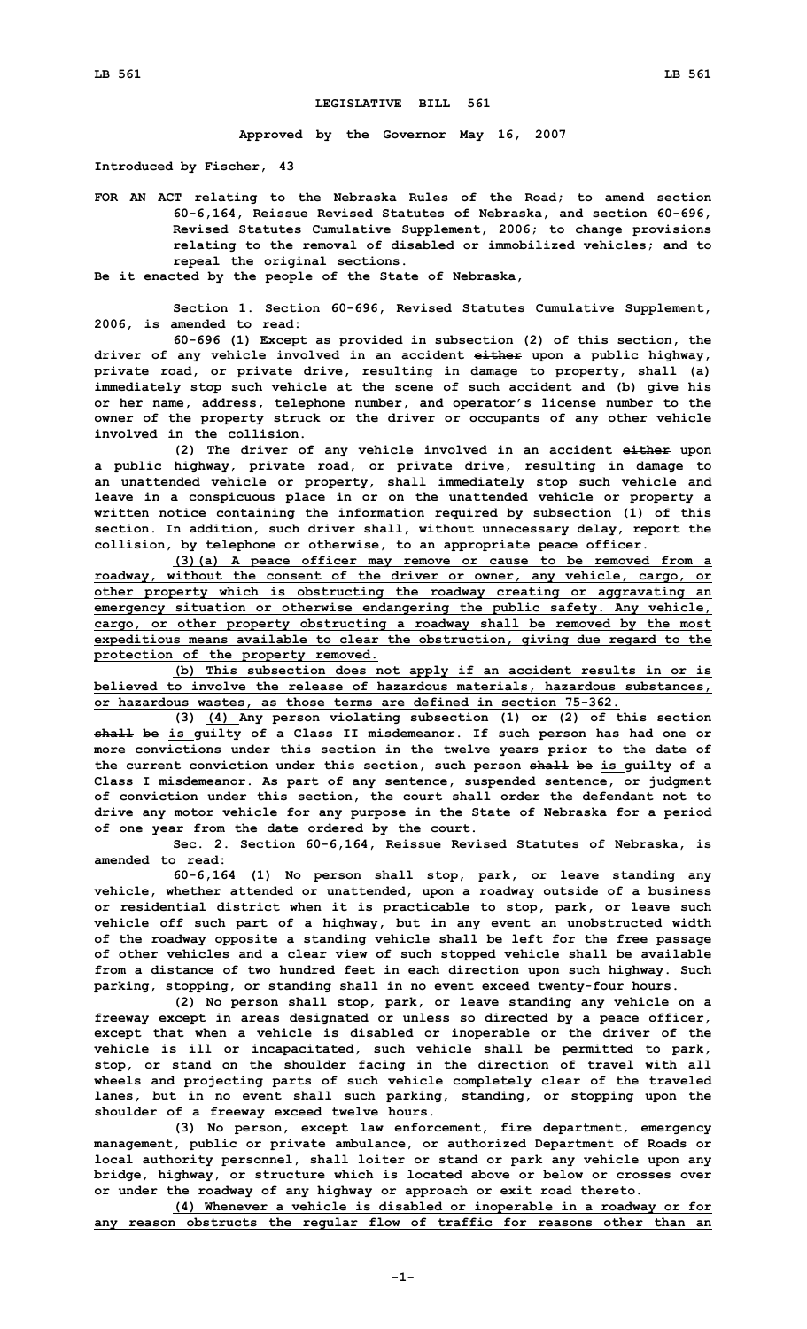# LEGISLATIVE BILL 561

**Approved by the Governor May 16, 2007**

**Introduced by Fischer, 43**

**FOR AN ACT relating to the Nebraska Rules of the Road; to amend section 60-6,164, Reissue Revised Statutes of Nebraska, and section 60-696, Revised Statutes Cumulative Supplement, 2006; to change provisions relating to the removal of disabled or immobilized vehicles; and to repeal the original sections.**

**Be it enacted by the people of the State of Nebraska,**

**Section 1. Section 60-696, Revised Statutes Cumulative Supplement, 2006, is amended to read:**

**60-696 (1) Except as provided in subsection (2) of this section, the driver of any vehicle involved in an accident ~~either~~ upon a public highway, private road, or private drive, resulting in damage to property, shall (a) immediately stop such vehicle at the scene of such accident and (b) give his or her name, address, telephone number, and operator's license number to the owner of the property struck or the driver or occupants of any other vehicle involved in the collision.**

**(2) The driver of any vehicle involved in an accident ~~either~~ upon a public highway, private road, or private drive, resulting in damage to an unattended vehicle or property, shall immediately stop such vehicle and leave in a conspicuous place in or on the unattended vehicle or property a written notice containing the information required by subsection (1) of this section. In addition, such driver shall, without unnecessary delay, report the collision, by telephone or otherwise, to an appropriate peace officer.**

**<u>(3)(a) A peace officer may remove or cause to be removed from a roadway, without the consent of the driver or owner, any vehicle, cargo, or other property which is obstructing the roadway creating or aggravating an emergency situation or otherwise endangering the public safety. Any vehicle, cargo, or other property obstructing a roadway shall be removed by the most expeditious means available to clear the obstruction, giving due regard to the protection of the property removed.</u>**

**<u>(b) This subsection does not apply if an accident results in or is believed to involve the release of hazardous materials, hazardous substances, or hazardous wastes, as those terms are defined in section 75-362.</u>**

**~~(3)~~ <u>(4)</u> Any person violating subsection (1) or (2) of this section ~~shall be~~ <u>is</u> guilty of a Class II misdemeanor. If such person has had one or more convictions under this section in the twelve years prior to the date of the current conviction under this section, such person ~~shall be~~ <u>is</u> guilty of a Class I misdemeanor. As part of any sentence, suspended sentence, or judgment of conviction under this section, the court shall order the defendant not to drive any motor vehicle for any purpose in the State of Nebraska for a period of one year from the date ordered by the court.**

**Sec. 2. Section 60-6,164, Reissue Revised Statutes of Nebraska, is amended to read:**

**60-6,164 (1) No person shall stop, park, or leave standing any vehicle, whether attended or unattended, upon a roadway outside of a business or residential district when it is practicable to stop, park, or leave such vehicle off such part of a highway, but in any event an unobstructed width of the roadway opposite a standing vehicle shall be left for the free passage of other vehicles and a clear view of such stopped vehicle shall be available from a distance of two hundred feet in each direction upon such highway. Such parking, stopping, or standing shall in no event exceed twenty-four hours.**

**(2) No person shall stop, park, or leave standing any vehicle on a freeway except in areas designated or unless so directed by a peace officer, except that when a vehicle is disabled or inoperable or the driver of the vehicle is ill or incapacitated, such vehicle shall be permitted to park, stop, or stand on the shoulder facing in the direction of travel with all wheels and projecting parts of such vehicle completely clear of the traveled lanes, but in no event shall such parking, standing, or stopping upon the shoulder of a freeway exceed twelve hours.**

**(3) No person, except law enforcement, fire department, emergency management, public or private ambulance, or authorized Department of Roads or local authority personnel, shall loiter or stand or park any vehicle upon any bridge, highway, or structure which is located above or below or crosses over or under the roadway of any highway or approach or exit road thereto.**

**<u>(4) Whenever a vehicle is disabled or inoperable in a roadway or for any reason obstructs the regular flow of traffic for reasons other than an</u>**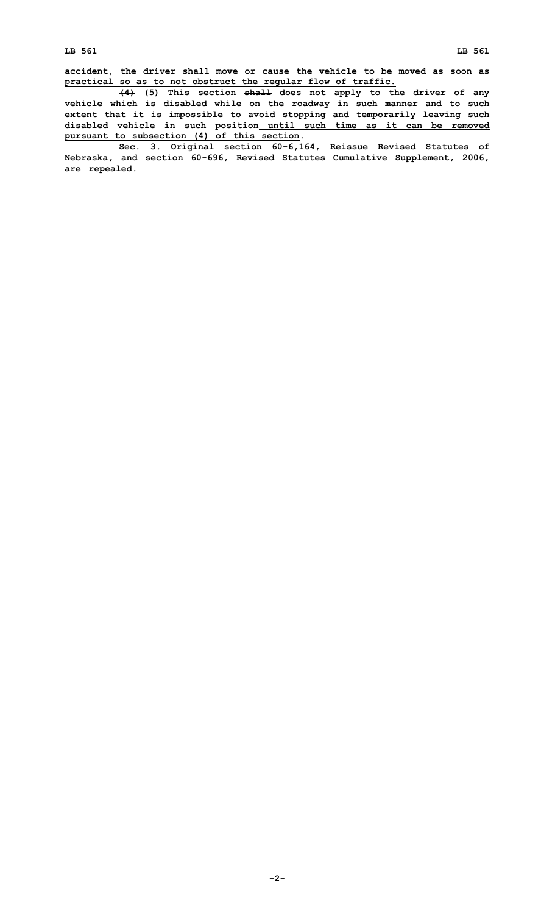accident, the driver shall move or cause the vehicle to be moved as soon as practical so as to not obstruct the regular flow of traffic.

~~(4)~~ (5) This section ~~shall~~ does not apply to the driver of any vehicle which is disabled while on the roadway in such manner and to such extent that it is impossible to avoid stopping and temporarily leaving such disabled vehicle in such position until such time as it can be removed pursuant to subsection (4) of this section.

Sec. 3. Original section 60-6,164, Reissue Revised Statutes of Nebraska, and section 60-696, Revised Statutes Cumulative Supplement, 2006, are repealed.